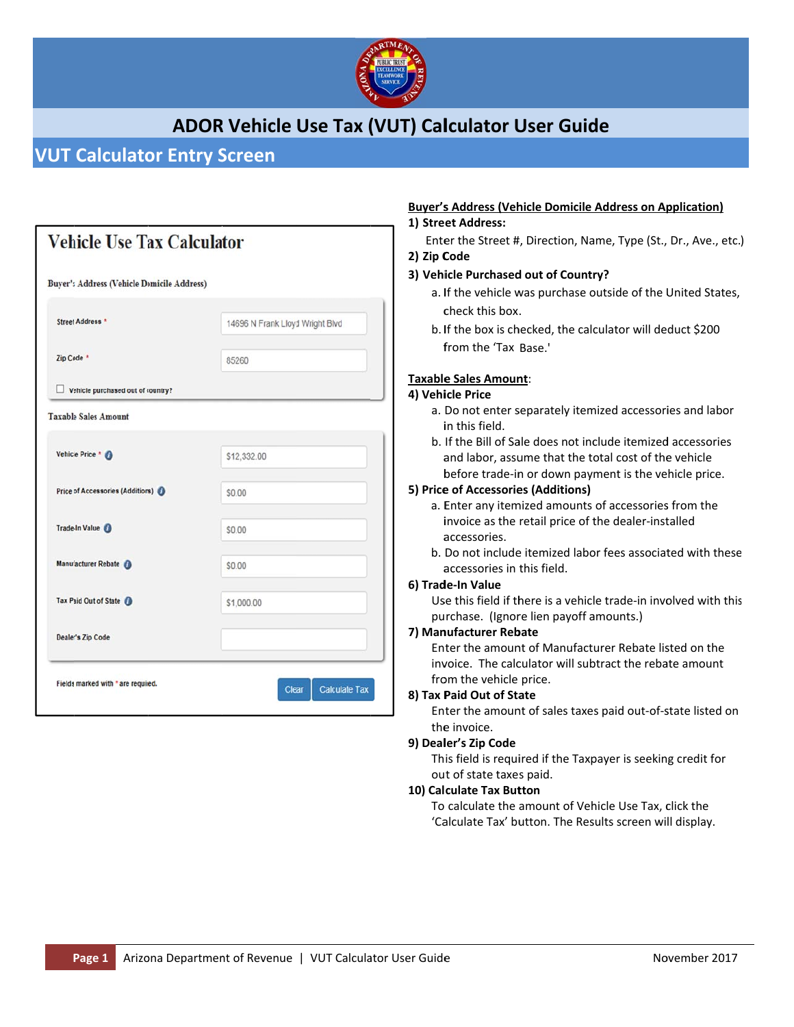# ADOR Vehicle Use Tax (VUT) Calculator User Guide

## VUT Calculator Entry Screen

**Vehicle Use Tax Calculator**

Buyer's Address (Vehicle Domicile Address)

| | |
|---|---|
| Street Address * | 14696 N Frank Lloyd Wright Blvd |
| Zip Code * | 85260 |

☐ Vehicle purchased out of country?

Taxable Sales Amount

| | |
|---|---|
| Vehicle Price * | $12,332.00 |
| Price of Accessories (Additions) | $0.00 |
| Trade-In Value | $0.00 |
| Manufacturer Rebate | $0.00 |
| Tax Paid Out of State | $1,000.00 |
| Dealer's Zip Code | |

Fields marked with * are required.

[Clear] [Calculate Tax]

**Buyer's Address (Vehicle Domicile Address on Application)**

**1) Street Address:**

Enter the Street #, Direction, Name, Type (St., Dr., Ave., etc.)

**2) Zip Code**

**3) Vehicle Purchased out of Country?**

a. If the vehicle was purchase outside of the United States, check this box.

b. If the box is checked, the calculator will deduct $200 from the 'Tax Base.'

**Taxable Sales Amount:**

**4) Vehicle Price**

a. Do not enter separately itemized accessories and labor in this field.

b. If the Bill of Sale does not include itemized accessories and labor, assume that the total cost of the vehicle before trade-in or down payment is the vehicle price.

**5) Price of Accessories (Additions)**

a. Enter any itemized amounts of accessories from the invoice as the retail price of the dealer-installed accessories.

b. Do not include itemized labor fees associated with these accessories in this field.

**6) Trade-In Value**

Use this field if there is a vehicle trade-in involved with this purchase. (Ignore lien payoff amounts.)

**7) Manufacturer Rebate**

Enter the amount of Manufacturer Rebate listed on the invoice. The calculator will subtract the rebate amount from the vehicle price.

**8) Tax Paid Out of State**

Enter the amount of sales taxes paid out-of-state listed on the invoice.

**9) Dealer's Zip Code**

This field is required if the Taxpayer is seeking credit for out of state taxes paid.

**10) Calculate Tax Button**

To calculate the amount of Vehicle Use Tax, click the 'Calculate Tax' button. The Results screen will display.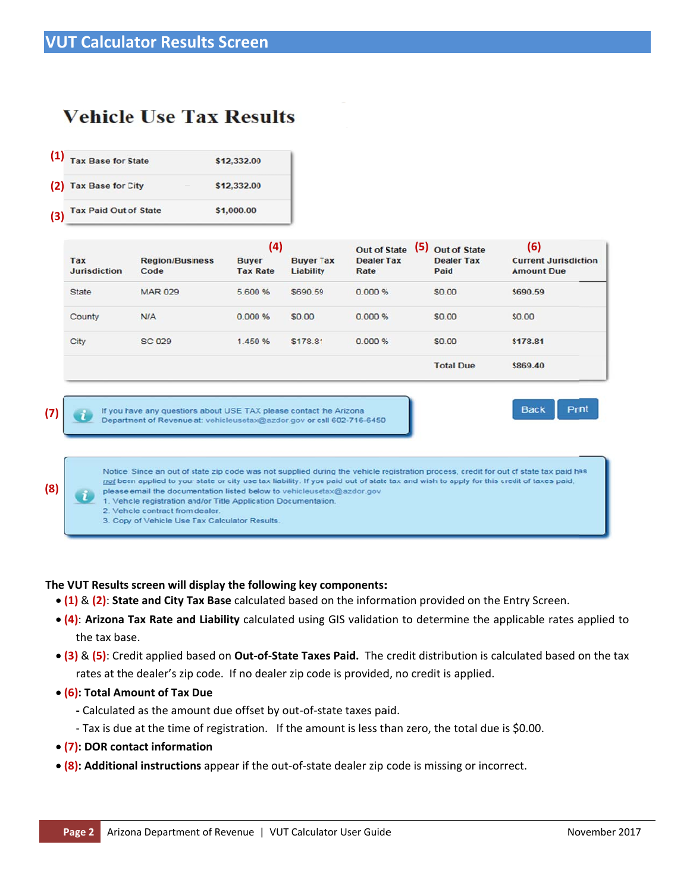## VUT Calculator Results Screen

### Vehicle Use Tax Results

| | | |
|---|---|---|
| (1) | Tax Base for State | $12,332.00 |
| (2) | Tax Base for City | $12,332.00 |
| (3) | Tax Paid Out of State | $1,000.00 |

| Tax Jurisdiction | Region/Business Code | Buyer Tax Rate (4) | Buyer Tax Liability | Out of State Dealer Tax Rate (5) | Out of State Dealer Tax Paid | Current Jurisdiction Amount Due (6) |
|---|---|---|---|---|---|---|
| State | MAR 029 | 5.600 % | $690.59 | 0.000 % | $0.00 | $690.59 |
| County | N/A | 0.000 % | $0.00 | 0.000 % | $0.00 | $0.00 |
| City | SC 029 | 1.450 % | $178.81 | 0.000 % | $0.00 | $178.81 |
| | | | | | Total Due | $869.40 |

(7) If you have any questions about USE TAX please contact the Arizona Department of Revenue at: vehicleusetax@azdor.gov or call 602-716-6450

Back | Print

(8) Notice: Since an out of state zip code was not supplied during the vehicle registration process, credit for out of state tax paid has *not* been applied to your state or city use tax liability. If you paid out of state tax and wish to apply for this credit of taxes paid, please email the documentation listed below to vehicleusetax@azdor.gov

1. Vehicle registration and/or Title Application Documentation.
2. Vehicle contract from dealer.
3. Copy of Vehicle Use Tax Calculator Results.

**The VUT Results screen will display the following key components:**

- **(1)** & **(2)**: **State and City Tax Base** calculated based on the information provided on the Entry Screen.
- **(4)**: **Arizona Tax Rate and Liability** calculated using GIS validation to determine the applicable rates applied to the tax base.
- **(3)** & **(5)**: Credit applied based on **Out-of-State Taxes Paid.** The credit distribution is calculated based on the tax rates at the dealer's zip code. If no dealer zip code is provided, no credit is applied.
- **(6): Total Amount of Tax Due**
  - Calculated as the amount due offset by out-of-state taxes paid.
  - Tax is due at the time of registration. If the amount is less than zero, the total due is $0.00.
- **(7): DOR contact information**
- **(8): Additional instructions** appear if the out-of-state dealer zip code is missing or incorrect.